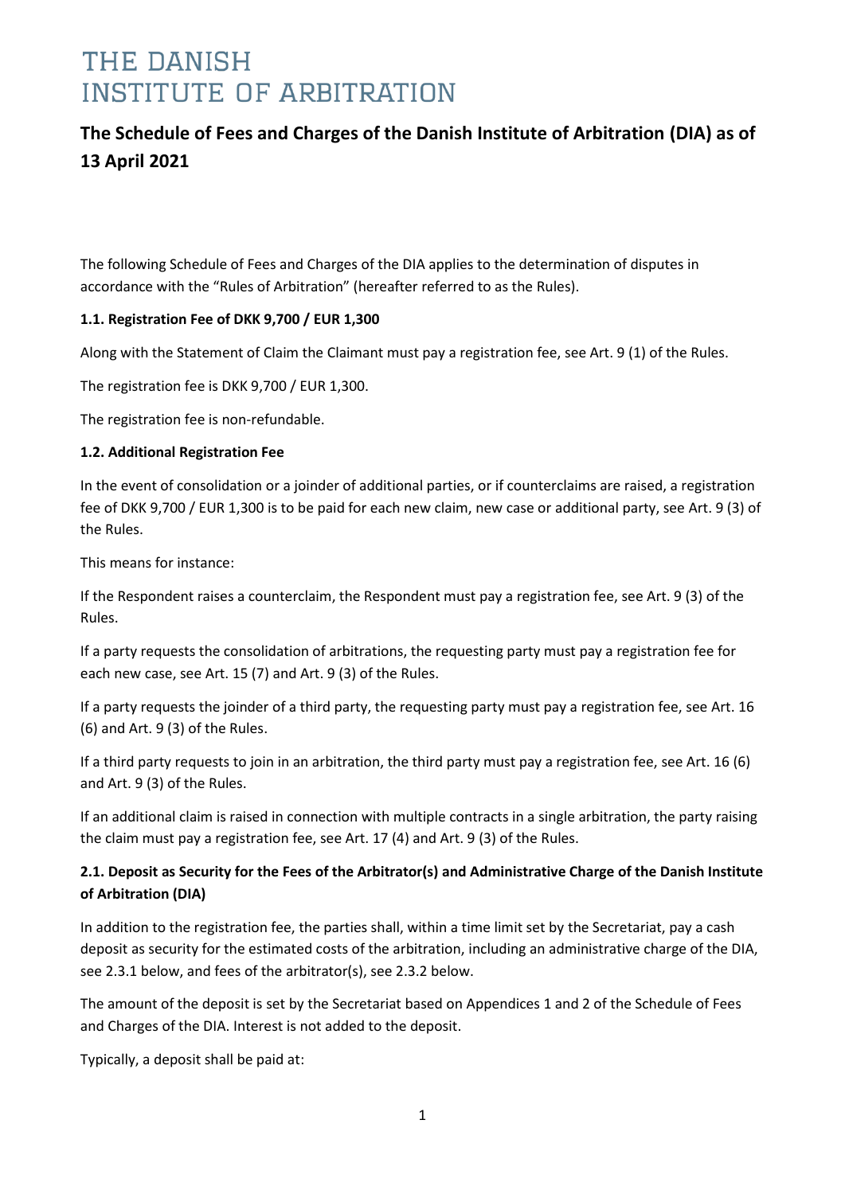# THE DANISH INSTITUTE OF ARBITRATION

## The Schedule of Fees and Charges of the Danish Institute of Arbitration (DIA) as of 13 April 2021

The following Schedule of Fees and Charges of the DIA applies to the determination of disputes in accordance with the "Rules of Arbitration" (hereafter referred to as the Rules).

**1.1. Registration Fee of DKK 9,700 / EUR 1,300**

Along with the Statement of Claim the Claimant must pay a registration fee, see Art. 9 (1) of the Rules.

The registration fee is DKK 9,700 / EUR 1,300.

The registration fee is non-refundable.

**1.2. Additional Registration Fee**

In the event of consolidation or a joinder of additional parties, or if counterclaims are raised, a registration fee of DKK 9,700 / EUR 1,300 is to be paid for each new claim, new case or additional party, see Art. 9 (3) of the Rules.

This means for instance:

If the Respondent raises a counterclaim, the Respondent must pay a registration fee, see Art. 9 (3) of the Rules.

If a party requests the consolidation of arbitrations, the requesting party must pay a registration fee for each new case, see Art. 15 (7) and Art. 9 (3) of the Rules.

If a party requests the joinder of a third party, the requesting party must pay a registration fee, see Art. 16 (6) and Art. 9 (3) of the Rules.

If a third party requests to join in an arbitration, the third party must pay a registration fee, see Art. 16 (6) and Art. 9 (3) of the Rules.

If an additional claim is raised in connection with multiple contracts in a single arbitration, the party raising the claim must pay a registration fee, see Art. 17 (4) and Art. 9 (3) of the Rules.

**2.1. Deposit as Security for the Fees of the Arbitrator(s) and Administrative Charge of the Danish Institute of Arbitration (DIA)**

In addition to the registration fee, the parties shall, within a time limit set by the Secretariat, pay a cash deposit as security for the estimated costs of the arbitration, including an administrative charge of the DIA, see 2.3.1 below, and fees of the arbitrator(s), see 2.3.2 below.

The amount of the deposit is set by the Secretariat based on Appendices 1 and 2 of the Schedule of Fees and Charges of the DIA. Interest is not added to the deposit.

Typically, a deposit shall be paid at: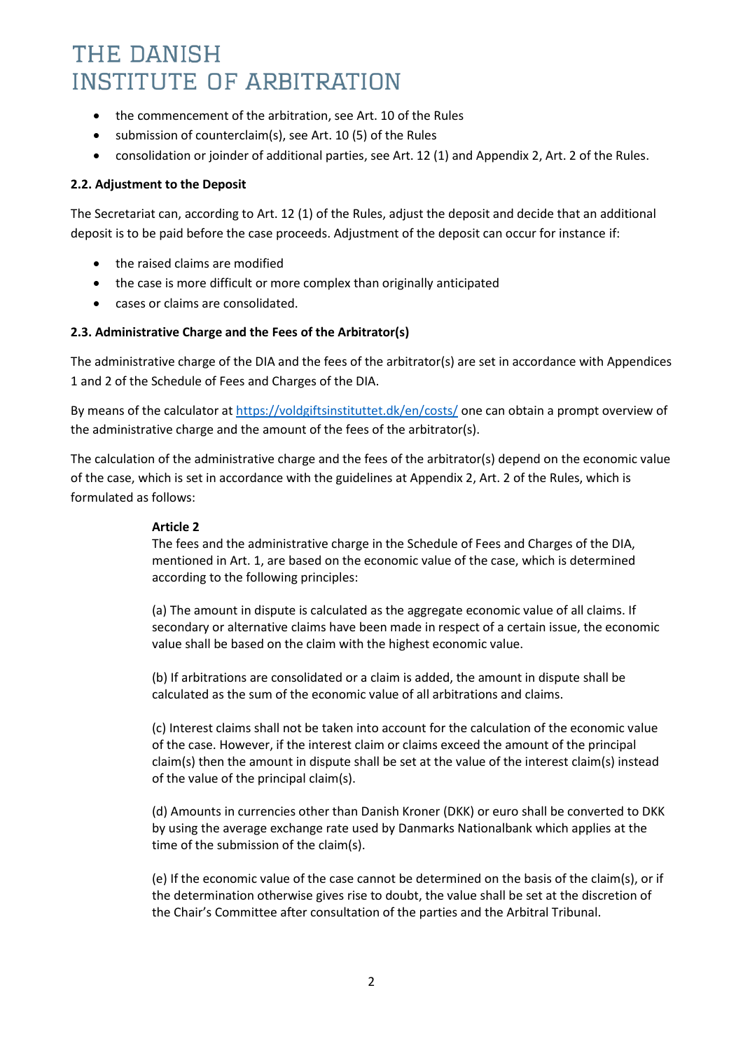- the commencement of the arbitration, see Art. 10 of the Rules
- submission of counterclaim(s), see Art. 10 (5) of the Rules
- consolidation or joinder of additional parties, see Art. 12 (1) and Appendix 2, Art. 2 of the Rules.

### 2.2. Adjustment to the Deposit

The Secretariat can, according to Art. 12 (1) of the Rules, adjust the deposit and decide that an additional deposit is to be paid before the case proceeds. Adjustment of the deposit can occur for instance if:

- the raised claims are modified
- the case is more difficult or more complex than originally anticipated
- cases or claims are consolidated.

### 2.3. Administrative Charge and the Fees of the Arbitrator(s)

The administrative charge of the DIA and the fees of the arbitrator(s) are set in accordance with Appendices 1 and 2 of the Schedule of Fees and Charges of the DIA.

By means of the calculator at https://voldgiftsinstituttet.dk/en/costs/ one can obtain a prompt overview of the administrative charge and the amount of the fees of the arbitrator(s).

The calculation of the administrative charge and the fees of the arbitrator(s) depend on the economic value of the case, which is set in accordance with the guidelines at Appendix 2, Art. 2 of the Rules, which is formulated as follows:

> **Article 2**
> The fees and the administrative charge in the Schedule of Fees and Charges of the DIA, mentioned in Art. 1, are based on the economic value of the case, which is determined according to the following principles:
>
> (a) The amount in dispute is calculated as the aggregate economic value of all claims. If secondary or alternative claims have been made in respect of a certain issue, the economic value shall be based on the claim with the highest economic value.
>
> (b) If arbitrations are consolidated or a claim is added, the amount in dispute shall be calculated as the sum of the economic value of all arbitrations and claims.
>
> (c) Interest claims shall not be taken into account for the calculation of the economic value of the case. However, if the interest claim or claims exceed the amount of the principal claim(s) then the amount in dispute shall be set at the value of the interest claim(s) instead of the value of the principal claim(s).
>
> (d) Amounts in currencies other than Danish Kroner (DKK) or euro shall be converted to DKK by using the average exchange rate used by Danmarks Nationalbank which applies at the time of the submission of the claim(s).
>
> (e) If the economic value of the case cannot be determined on the basis of the claim(s), or if the determination otherwise gives rise to doubt, the value shall be set at the discretion of the Chair's Committee after consultation of the parties and the Arbitral Tribunal.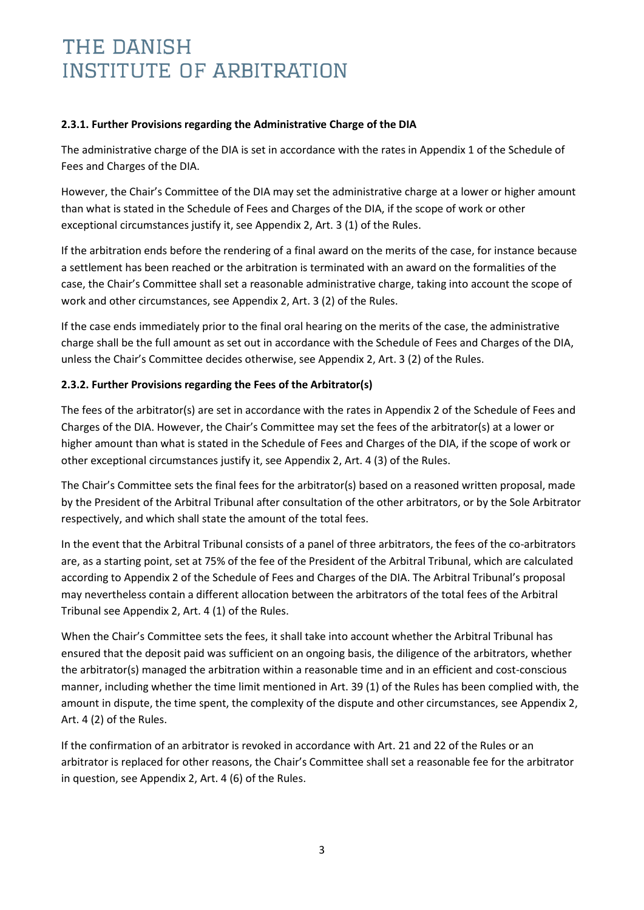#### 2.3.1. Further Provisions regarding the Administrative Charge of the DIA

The administrative charge of the DIA is set in accordance with the rates in Appendix 1 of the Schedule of Fees and Charges of the DIA.

However, the Chair's Committee of the DIA may set the administrative charge at a lower or higher amount than what is stated in the Schedule of Fees and Charges of the DIA, if the scope of work or other exceptional circumstances justify it, see Appendix 2, Art. 3 (1) of the Rules.

If the arbitration ends before the rendering of a final award on the merits of the case, for instance because a settlement has been reached or the arbitration is terminated with an award on the formalities of the case, the Chair's Committee shall set a reasonable administrative charge, taking into account the scope of work and other circumstances, see Appendix 2, Art. 3 (2) of the Rules.

If the case ends immediately prior to the final oral hearing on the merits of the case, the administrative charge shall be the full amount as set out in accordance with the Schedule of Fees and Charges of the DIA, unless the Chair's Committee decides otherwise, see Appendix 2, Art. 3 (2) of the Rules.

#### 2.3.2. Further Provisions regarding the Fees of the Arbitrator(s)

The fees of the arbitrator(s) are set in accordance with the rates in Appendix 2 of the Schedule of Fees and Charges of the DIA. However, the Chair's Committee may set the fees of the arbitrator(s) at a lower or higher amount than what is stated in the Schedule of Fees and Charges of the DIA, if the scope of work or other exceptional circumstances justify it, see Appendix 2, Art. 4 (3) of the Rules.

The Chair's Committee sets the final fees for the arbitrator(s) based on a reasoned written proposal, made by the President of the Arbitral Tribunal after consultation of the other arbitrators, or by the Sole Arbitrator respectively, and which shall state the amount of the total fees.

In the event that the Arbitral Tribunal consists of a panel of three arbitrators, the fees of the co-arbitrators are, as a starting point, set at 75% of the fee of the President of the Arbitral Tribunal, which are calculated according to Appendix 2 of the Schedule of Fees and Charges of the DIA. The Arbitral Tribunal's proposal may nevertheless contain a different allocation between the arbitrators of the total fees of the Arbitral Tribunal see Appendix 2, Art. 4 (1) of the Rules.

When the Chair's Committee sets the fees, it shall take into account whether the Arbitral Tribunal has ensured that the deposit paid was sufficient on an ongoing basis, the diligence of the arbitrators, whether the arbitrator(s) managed the arbitration within a reasonable time and in an efficient and cost-conscious manner, including whether the time limit mentioned in Art. 39 (1) of the Rules has been complied with, the amount in dispute, the time spent, the complexity of the dispute and other circumstances, see Appendix 2, Art. 4 (2) of the Rules.

If the confirmation of an arbitrator is revoked in accordance with Art. 21 and 22 of the Rules or an arbitrator is replaced for other reasons, the Chair's Committee shall set a reasonable fee for the arbitrator in question, see Appendix 2, Art. 4 (6) of the Rules.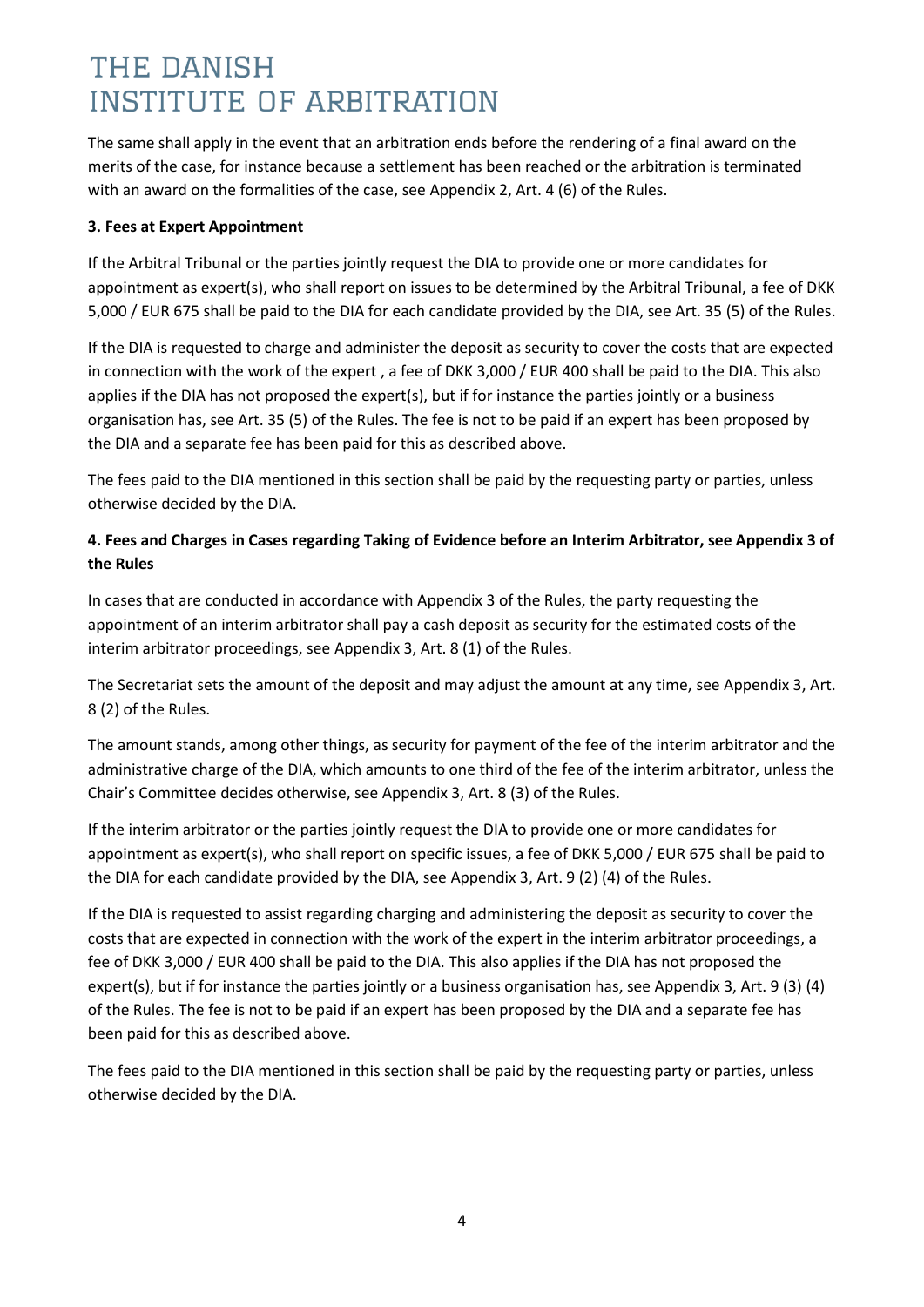The same shall apply in the event that an arbitration ends before the rendering of a final award on the merits of the case, for instance because a settlement has been reached or the arbitration is terminated with an award on the formalities of the case, see Appendix 2, Art. 4 (6) of the Rules.

**3. Fees at Expert Appointment**

If the Arbitral Tribunal or the parties jointly request the DIA to provide one or more candidates for appointment as expert(s), who shall report on issues to be determined by the Arbitral Tribunal, a fee of DKK 5,000 / EUR 675 shall be paid to the DIA for each candidate provided by the DIA, see Art. 35 (5) of the Rules.

If the DIA is requested to charge and administer the deposit as security to cover the costs that are expected in connection with the work of the expert , a fee of DKK 3,000 / EUR 400 shall be paid to the DIA. This also applies if the DIA has not proposed the expert(s), but if for instance the parties jointly or a business organisation has, see Art. 35 (5) of the Rules. The fee is not to be paid if an expert has been proposed by the DIA and a separate fee has been paid for this as described above.

The fees paid to the DIA mentioned in this section shall be paid by the requesting party or parties, unless otherwise decided by the DIA.

**4. Fees and Charges in Cases regarding Taking of Evidence before an Interim Arbitrator, see Appendix 3 of the Rules**

In cases that are conducted in accordance with Appendix 3 of the Rules, the party requesting the appointment of an interim arbitrator shall pay a cash deposit as security for the estimated costs of the interim arbitrator proceedings, see Appendix 3, Art. 8 (1) of the Rules.

The Secretariat sets the amount of the deposit and may adjust the amount at any time, see Appendix 3, Art. 8 (2) of the Rules.

The amount stands, among other things, as security for payment of the fee of the interim arbitrator and the administrative charge of the DIA, which amounts to one third of the fee of the interim arbitrator, unless the Chair's Committee decides otherwise, see Appendix 3, Art. 8 (3) of the Rules.

If the interim arbitrator or the parties jointly request the DIA to provide one or more candidates for appointment as expert(s), who shall report on specific issues, a fee of DKK 5,000 / EUR 675 shall be paid to the DIA for each candidate provided by the DIA, see Appendix 3, Art. 9 (2) (4) of the Rules.

If the DIA is requested to assist regarding charging and administering the deposit as security to cover the costs that are expected in connection with the work of the expert in the interim arbitrator proceedings, a fee of DKK 3,000 / EUR 400 shall be paid to the DIA. This also applies if the DIA has not proposed the expert(s), but if for instance the parties jointly or a business organisation has, see Appendix 3, Art. 9 (3) (4) of the Rules. The fee is not to be paid if an expert has been proposed by the DIA and a separate fee has been paid for this as described above.

The fees paid to the DIA mentioned in this section shall be paid by the requesting party or parties, unless otherwise decided by the DIA.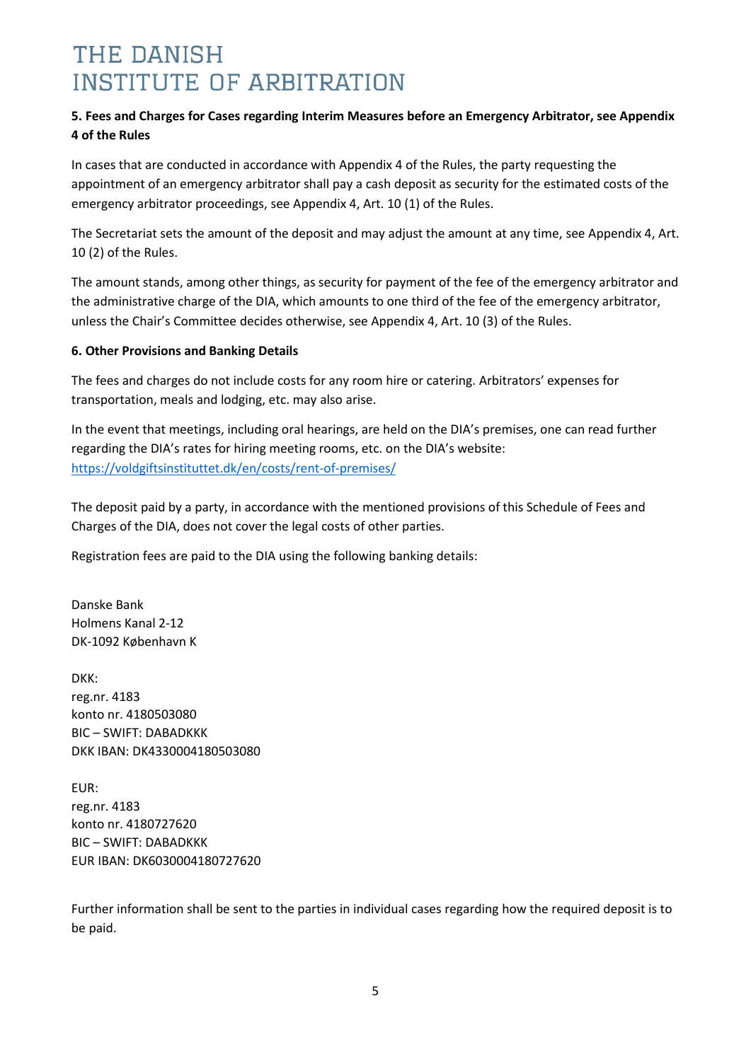### 5. Fees and Charges for Cases regarding Interim Measures before an Emergency Arbitrator, see Appendix 4 of the Rules

In cases that are conducted in accordance with Appendix 4 of the Rules, the party requesting the appointment of an emergency arbitrator shall pay a cash deposit as security for the estimated costs of the emergency arbitrator proceedings, see Appendix 4, Art. 10 (1) of the Rules.

The Secretariat sets the amount of the deposit and may adjust the amount at any time, see Appendix 4, Art. 10 (2) of the Rules.

The amount stands, among other things, as security for payment of the fee of the emergency arbitrator and the administrative charge of the DIA, which amounts to one third of the fee of the emergency arbitrator, unless the Chair's Committee decides otherwise, see Appendix 4, Art. 10 (3) of the Rules.

### 6. Other Provisions and Banking Details

The fees and charges do not include costs for any room hire or catering. Arbitrators' expenses for transportation, meals and lodging, etc. may also arise.

In the event that meetings, including oral hearings, are held on the DIA's premises, one can read further regarding the DIA's rates for hiring meeting rooms, etc. on the DIA's website: [https://voldgiftsinstituttet.dk/en/costs/rent-of-premises/](https://voldgiftsinstituttet.dk/en/costs/rent-of-premises/)

The deposit paid by a party, in accordance with the mentioned provisions of this Schedule of Fees and Charges of the DIA, does not cover the legal costs of other parties.

Registration fees are paid to the DIA using the following banking details:

Danske Bank
Holmens Kanal 2-12
DK-1092 København K

DKK:
reg.nr. 4183
konto nr. 4180503080
BIC – SWIFT: DABADKKK
DKK IBAN: DK4330004180503080

EUR:
reg.nr. 4183
konto nr. 4180727620
BIC – SWIFT: DABADKKK
EUR IBAN: DK6030004180727620

Further information shall be sent to the parties in individual cases regarding how the required deposit is to be paid.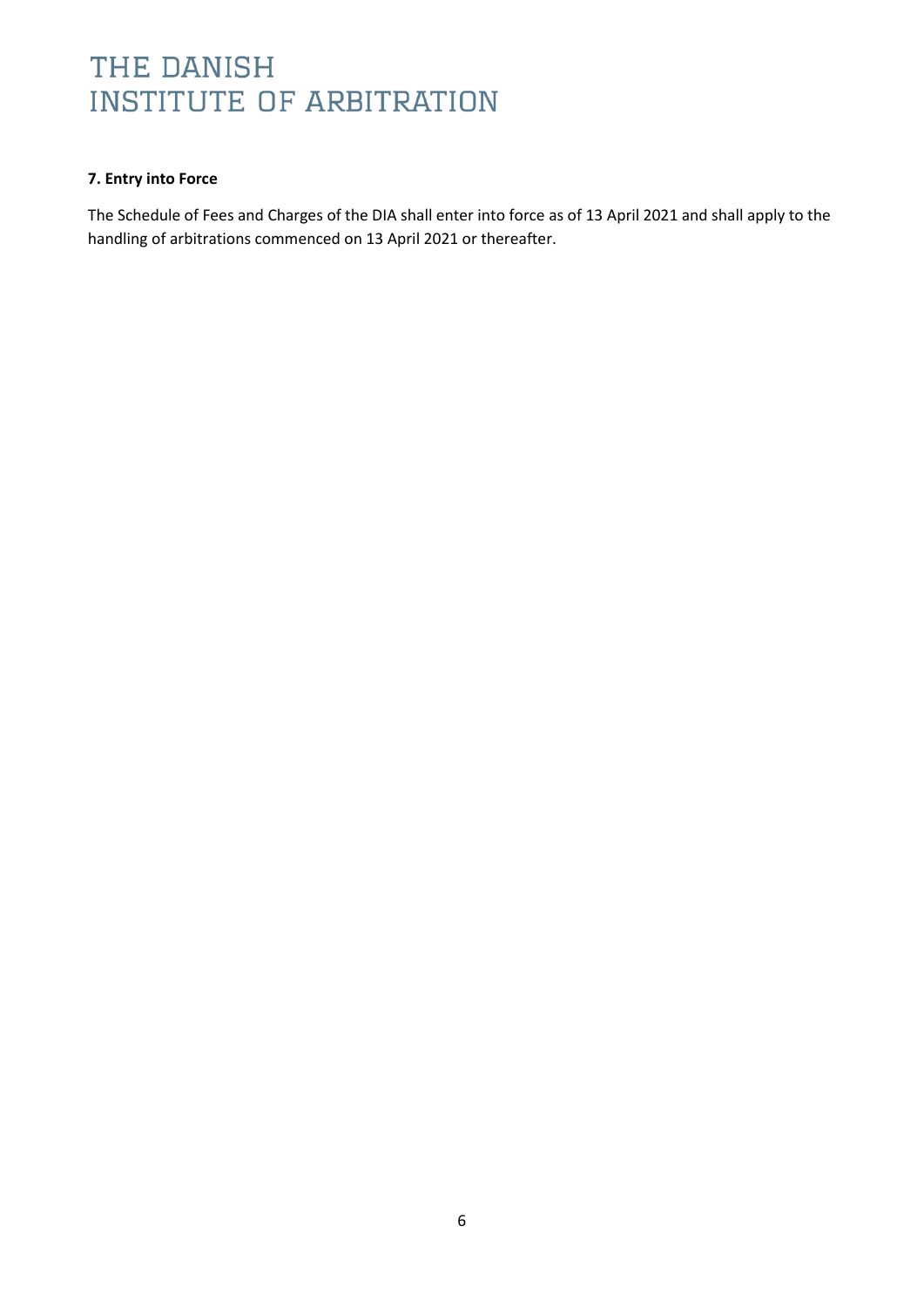**7. Entry into Force**

The Schedule of Fees and Charges of the DIA shall enter into force as of 13 April 2021 and shall apply to the handling of arbitrations commenced on 13 April 2021 or thereafter.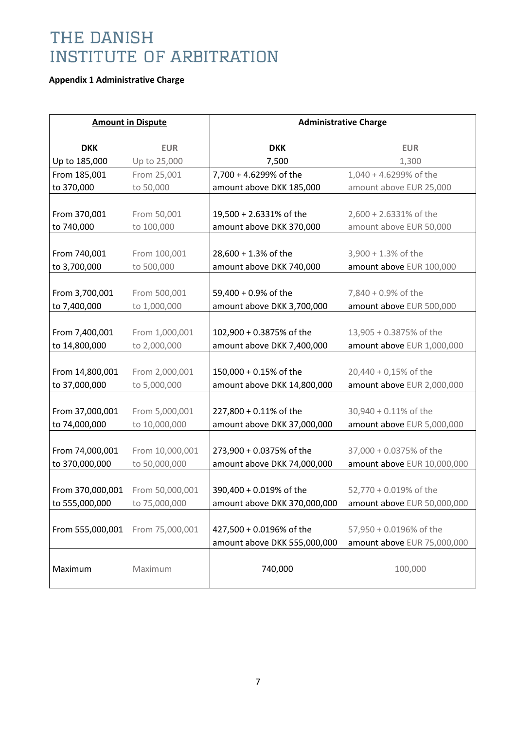# THE DANISH INSTITUTE OF ARBITRATION

**Appendix 1 Administrative Charge**

| **Amount in Dispute** | | **Administrative Charge** | |
|---|---|---|---|
| **DKK** | **EUR** | **DKK** | **EUR** |
| Up to 185,000 | Up to 25,000 | 7,500 | 1,300 |
| From 185,001 to 370,000 | From 25,001 to 50,000 | 7,700 + 4.6299% of the amount above DKK 185,000 | 1,040 + 4.6299% of the amount above EUR 25,000 |
| From 370,001 to 740,000 | From 50,001 to 100,000 | 19,500 + 2.6331% of the amount above DKK 370,000 | 2,600 + 2.6331% of the amount above EUR 50,000 |
| From 740,001 to 3,700,000 | From 100,001 to 500,000 | 28,600 + 1.3% of the amount above DKK 740,000 | 3,900 + 1.3% of the amount above EUR 100,000 |
| From 3,700,001 to 7,400,000 | From 500,001 to 1,000,000 | 59,400 + 0.9% of the amount above DKK 3,700,000 | 7,840 + 0.9% of the amount above EUR 500,000 |
| From 7,400,001 to 14,800,000 | From 1,000,001 to 2,000,000 | 102,900 + 0.3875% of the amount above DKK 7,400,000 | 13,905 + 0.3875% of the amount above EUR 1,000,000 |
| From 14,800,001 to 37,000,000 | From 2,000,001 to 5,000,000 | 150,000 + 0.15% of the amount above DKK 14,800,000 | 20,440 + 0,15% of the amount above EUR 2,000,000 |
| From 37,000,001 to 74,000,000 | From 5,000,001 to 10,000,000 | 227,800 + 0.11% of the amount above DKK 37,000,000 | 30,940 + 0.11% of the amount above EUR 5,000,000 |
| From 74,000,001 to 370,000,000 | From 10,000,001 to 50,000,000 | 273,900 + 0.0375% of the amount above DKK 74,000,000 | 37,000 + 0.0375% of the amount above EUR 10,000,000 |
| From 370,000,001 to 555,000,000 | From 50,000,001 to 75,000,000 | 390,400 + 0.019% of the amount above DKK 370,000,000 | 52,770 + 0.019% of the amount above EUR 50,000,000 |
| From 555,000,001 | From 75,000,001 | 427,500 + 0.0196% of the amount above DKK 555,000,000 | 57,950 + 0.0196% of the amount above EUR 75,000,000 |
| Maximum | Maximum | 740,000 | 100,000 |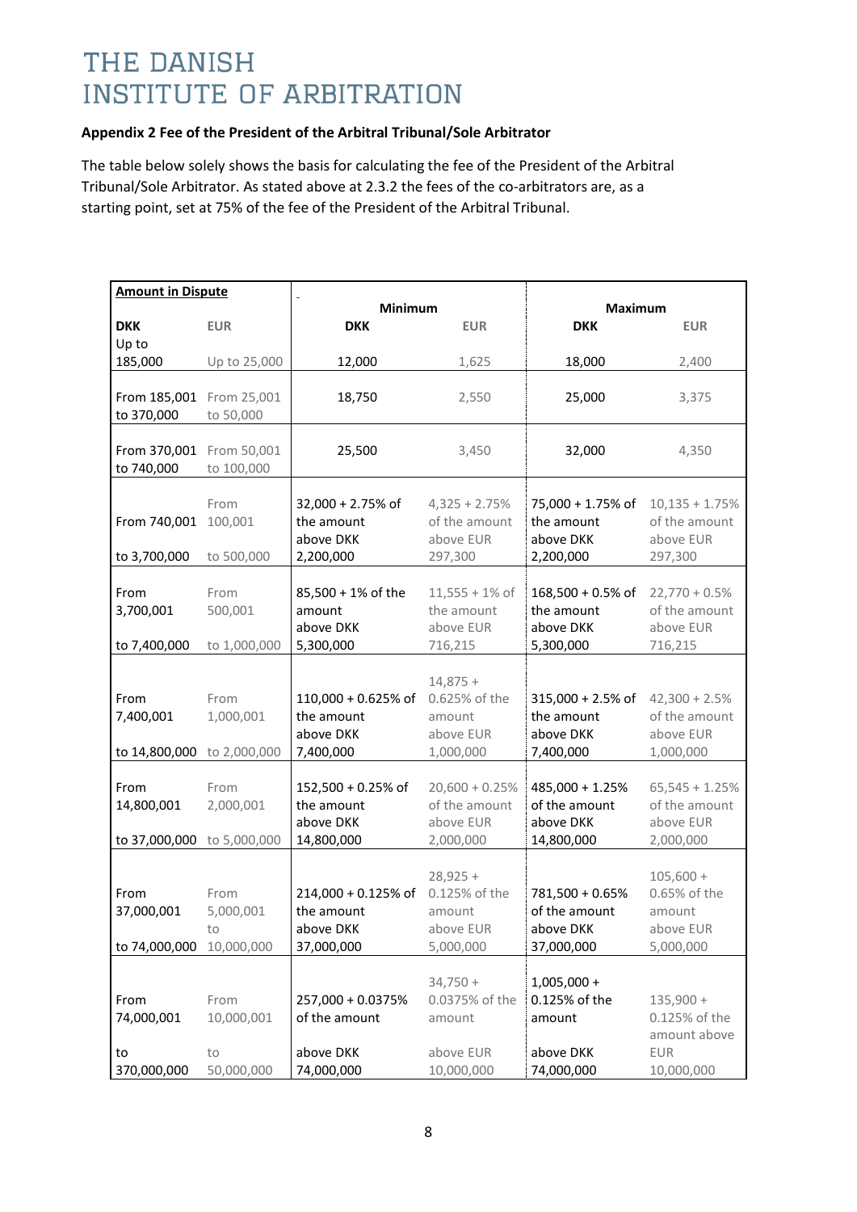# THE DANISH INSTITUTE OF ARBITRATION

**Appendix 2 Fee of the President of the Arbitral Tribunal/Sole Arbitrator**

The table below solely shows the basis for calculating the fee of the President of the Arbitral Tribunal/Sole Arbitrator. As stated above at 2.3.2 the fees of the co-arbitrators are, as a starting point, set at 75% of the fee of the President of the Arbitral Tribunal.

| **Amount in Dispute** | | **Minimum** | | **Maximum** | |
|---|---|---|---|---|---|
| **DKK** | **EUR** | **DKK** | **EUR** | **DKK** | **EUR** |
| Up to 185,000 | Up to 25,000 | 12,000 | 1,625 | 18,000 | 2,400 |
| From 185,001 to 370,000 | From 25,001 to 50,000 | 18,750 | 2,550 | 25,000 | 3,375 |
| From 370,001 to 740,000 | From 50,001 to 100,000 | 25,500 | 3,450 | 32,000 | 4,350 |
| From 740,001 to 3,700,000 | From 100,001 to 500,000 | 32,000 + 2.75% of the amount above DKK 2,200,000 | 4,325 + 2.75% of the amount above EUR 297,300 | 75,000 + 1.75% of the amount above DKK 2,200,000 | 10,135 + 1.75% of the amount above EUR 297,300 |
| From 3,700,001 to 7,400,000 | From 500,001 to 1,000,000 | 85,500 + 1% of the amount above DKK 5,300,000 | 11,555 + 1% of the amount above EUR 716,215 | 168,500 + 0.5% of the amount above DKK 5,300,000 | 22,770 + 0.5% of the amount above EUR 716,215 |
| From 7,400,001 to 14,800,000 | From 1,000,001 to 2,000,000 | 110,000 + 0.625% of the amount above DKK 7,400,000 | 14,875 + 0.625% of the amount above EUR 1,000,000 | 315,000 + 2.5% of the amount above DKK 7,400,000 | 42,300 + 2.5% of the amount above EUR 1,000,000 |
| From 14,800,001 to 37,000,000 | From 2,000,001 to 5,000,000 | 152,500 + 0.25% of the amount above DKK 14,800,000 | 20,600 + 0.25% of the amount above EUR 2,000,000 | 485,000 + 1.25% of the amount above DKK 14,800,000 | 65,545 + 1.25% of the amount above EUR 2,000,000 |
| From 37,000,001 to 74,000,000 | From 5,000,001 to 10,000,000 | 214,000 + 0.125% of the amount above DKK 37,000,000 | 28,925 + 0.125% of the amount above EUR 5,000,000 | 781,500 + 0.65% of the amount above DKK 37,000,000 | 105,600 + 0.65% of the amount above EUR 5,000,000 |
| From 74,000,001 to 370,000,000 | From 10,000,001 to 50,000,000 | 257,000 + 0.0375% of the amount above DKK 74,000,000 | 34,750 + 0.0375% of the amount above EUR 10,000,000 | 1,005,000 + 0.125% of the amount above DKK 74,000,000 | 135,900 + 0.125% of the amount above EUR 10,000,000 |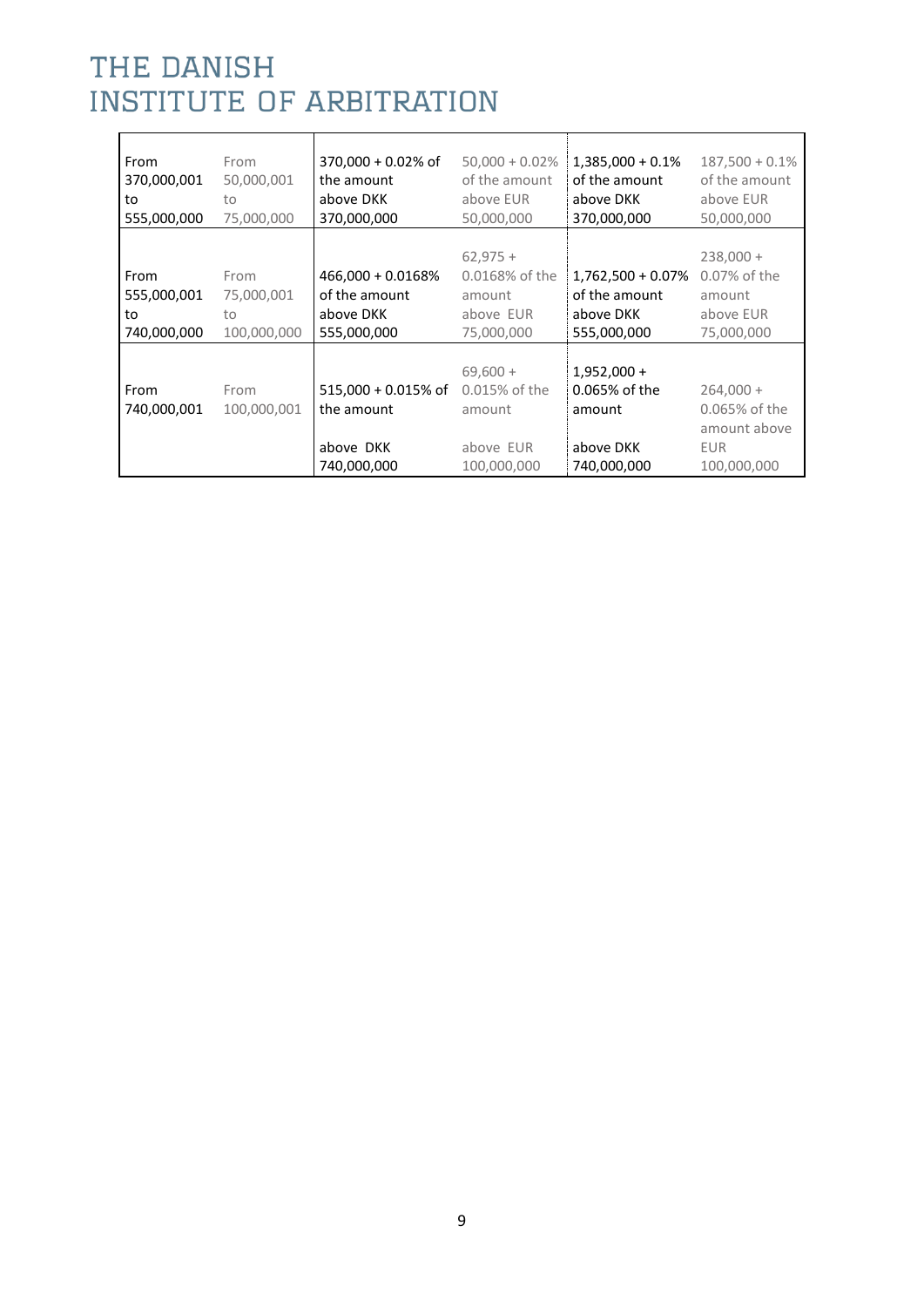# THE DANISH INSTITUTE OF ARBITRATION

| | | | | | |
|---|---|---|---|---|---|
| From 370,000,001 to 555,000,000 | From 50,000,001 to 75,000,000 | 370,000 + 0.02% of the amount above DKK 370,000,000 | 50,000 + 0.02% of the amount above EUR 50,000,000 | 1,385,000 + 0.1% of the amount above DKK 370,000,000 | 187,500 + 0.1% of the amount above EUR 50,000,000 |
| From 555,000,001 to 740,000,000 | From 75,000,001 to 100,000,000 | 466,000 + 0.0168% of the amount above DKK 555,000,000 | 62,975 + 0.0168% of the amount above EUR 75,000,000 | 1,762,500 + 0.07% of the amount above DKK 555,000,000 | 238,000 + 0.07% of the amount above EUR 75,000,000 |
| From 740,000,001 | From 100,000,001 | 515,000 + 0.015% of the amount above DKK 740,000,000 | 69,600 + 0.015% of the amount above EUR 100,000,000 | 1,952,000 + 0.065% of the amount above DKK 740,000,000 | 264,000 + 0.065% of the amount above EUR 100,000,000 |